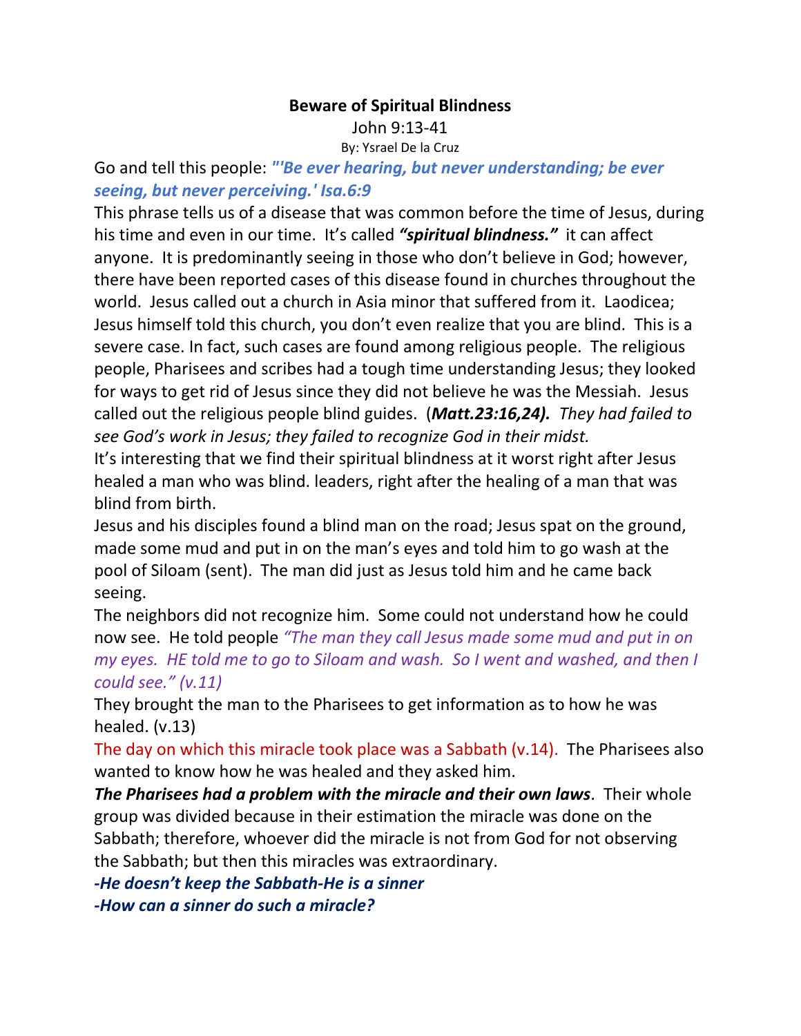# Beware of Spiritual Blindness

John 9:13-41

By: Ysrael De la Cruz

Go and tell this people: ***"'Be ever hearing, but never understanding; be ever seeing, but never perceiving.' Isa.6:9***

This phrase tells us of a disease that was common before the time of Jesus, during his time and even in our time. It's called ***"spiritual blindness."*** it can affect anyone. It is predominantly seeing in those who don't believe in God; however, there have been reported cases of this disease found in churches throughout the world. Jesus called out a church in Asia minor that suffered from it. Laodicea; Jesus himself told this church, you don't even realize that you are blind. This is a severe case. In fact, such cases are found among religious people. The religious people, Pharisees and scribes had a tough time understanding Jesus; they looked for ways to get rid of Jesus since they did not believe he was the Messiah. Jesus called out the religious people blind guides. (***Matt.23:16,24).*** *They had failed to see God's work in Jesus; they failed to recognize God in their midst.*

It's interesting that we find their spiritual blindness at it worst right after Jesus healed a man who was blind. leaders, right after the healing of a man that was blind from birth.

Jesus and his disciples found a blind man on the road; Jesus spat on the ground, made some mud and put in on the man's eyes and told him to go wash at the pool of Siloam (sent). The man did just as Jesus told him and he came back seeing.

The neighbors did not recognize him. Some could not understand how he could now see. He told people *"The man they call Jesus made some mud and put in on my eyes. HE told me to go to Siloam and wash. So I went and washed, and then I could see." (v.11)*

They brought the man to the Pharisees to get information as to how he was healed. (v.13)

The day on which this miracle took place was a Sabbath (v.14). The Pharisees also wanted to know how he was healed and they asked him.

***The Pharisees had a problem with the miracle and their own laws***. Their whole group was divided because in their estimation the miracle was done on the Sabbath; therefore, whoever did the miracle is not from God for not observing the Sabbath; but then this miracles was extraordinary.

***-He doesn't keep the Sabbath-He is a sinner***

***-How can a sinner do such a miracle?***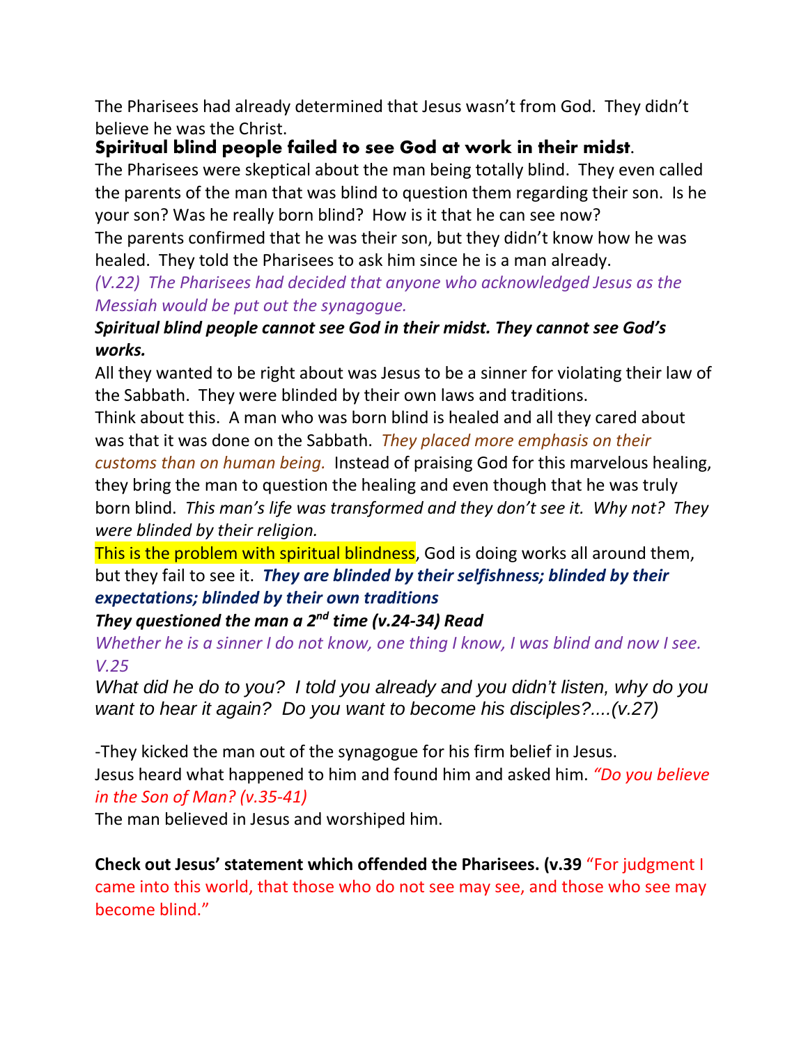The Pharisees had already determined that Jesus wasn't from God. They didn't believe he was the Christ.

**Spiritual blind people failed to see God at work in their midst**.

The Pharisees were skeptical about the man being totally blind. They even called the parents of the man that was blind to question them regarding their son. Is he your son? Was he really born blind? How is it that he can see now?

The parents confirmed that he was their son, but they didn't know how he was healed. They told the Pharisees to ask him since he is a man already.

*(V.22) The Pharisees had decided that anyone who acknowledged Jesus as the Messiah would be put out the synagogue.*

***Spiritual blind people cannot see God in their midst. They cannot see God's works.***

All they wanted to be right about was Jesus to be a sinner for violating their law of the Sabbath. They were blinded by their own laws and traditions.

Think about this. A man who was born blind is healed and all they cared about was that it was done on the Sabbath. *They placed more emphasis on their customs than on human being.* Instead of praising God for this marvelous healing, they bring the man to question the healing and even though that he was truly born blind. *This man's life was transformed and they don't see it. Why not? They were blinded by their religion.*

This is the problem with spiritual blindness, God is doing works all around them, but they fail to see it. ***They are blinded by their selfishness; blinded by their expectations; blinded by their own traditions***

***They questioned the man a 2nd time (v.24-34) Read***

*Whether he is a sinner I do not know, one thing I know, I was blind and now I see. V.25*

*What did he do to you? I told you already and you didn't listen, why do you want to hear it again? Do you want to become his disciples?....(v.27)*

-They kicked the man out of the synagogue for his firm belief in Jesus.

Jesus heard what happened to him and found him and asked him. *"Do you believe in the Son of Man? (v.35-41)*

The man believed in Jesus and worshiped him.

**Check out Jesus' statement which offended the Pharisees. (v.39** "For judgment I came into this world, that those who do not see may see, and those who see may become blind."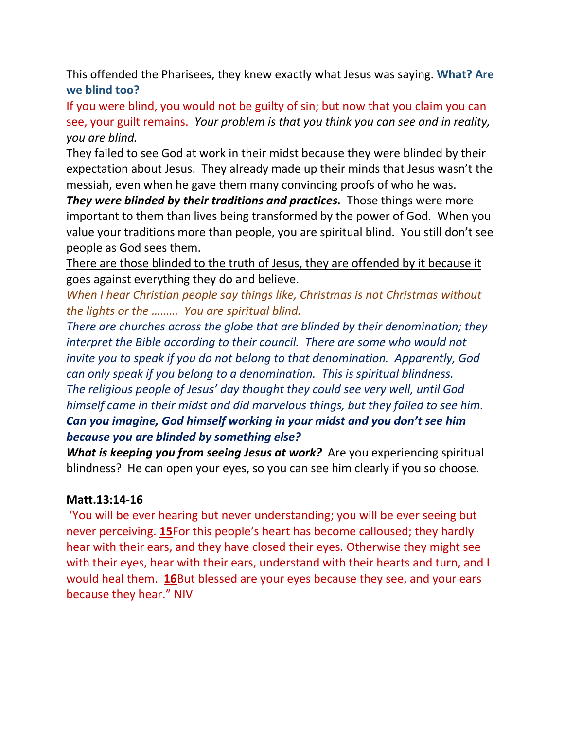This offended the Pharisees, they knew exactly what Jesus was saying. **What? Are we blind too?**

If you were blind, you would not be guilty of sin; but now that you claim you can see, your guilt remains. *Your problem is that you think you can see and in reality, you are blind.*

They failed to see God at work in their midst because they were blinded by their expectation about Jesus. They already made up their minds that Jesus wasn't the messiah, even when he gave them many convincing proofs of who he was.

***They were blinded by their traditions and practices.*** Those things were more important to them than lives being transformed by the power of God. When you value your traditions more than people, you are spiritual blind. You still don't see people as God sees them.

There are those blinded to the truth of Jesus, they are offended by it because it goes against everything they do and believe.

*When I hear Christian people say things like, Christmas is not Christmas without the lights or the ……… You are spiritual blind.*

*There are churches across the globe that are blinded by their denomination; they interpret the Bible according to their council. There are some who would not invite you to speak if you do not belong to that denomination. Apparently, God can only speak if you belong to a denomination. This is spiritual blindness.*

*The religious people of Jesus' day thought they could see very well, until God himself came in their midst and did marvelous things, but they failed to see him.*

***Can you imagine, God himself working in your midst and you don't see him because you are blinded by something else?***

***What is keeping you from seeing Jesus at work?*** Are you experiencing spiritual blindness? He can open your eyes, so you can see him clearly if you so choose.

**Matt.13:14-16**

'You will be ever hearing but never understanding; you will be ever seeing but never perceiving. **15**For this people's heart has become calloused; they hardly hear with their ears, and they have closed their eyes. Otherwise they might see with their eyes, hear with their ears, understand with their hearts and turn, and I would heal them. **16**But blessed are your eyes because they see, and your ears because they hear." NIV